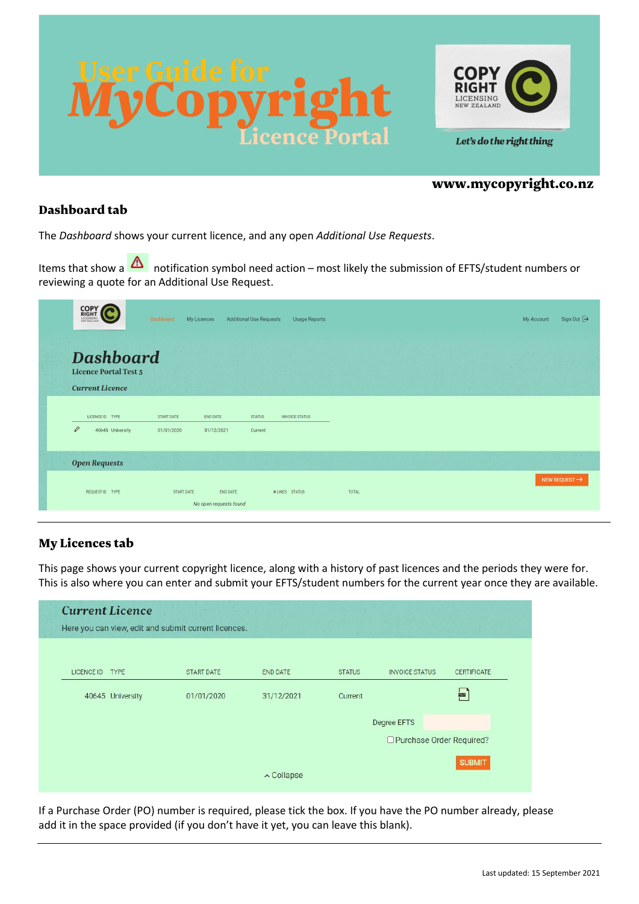# User Guide for MyCopyright Licence Portal

COPY RIGHT LICENSING NEW ZEALAND

*Let's do the right thing*

**www.mycopyright.co.nz**

## Dashboard tab

The *Dashboard* shows your current licence, and any open *Additional Use Requests*.

Items that show a ⚠ notification symbol need action – most likely the submission of EFTS/student numbers or reviewing a quote for an Additional Use Request.

Dashboard | My Licences | Additional Use Requests | Usage Reports | My Account | Sign Out

**Dashboard**

Licence Portal Test 5

*Current Licence*

| LICENCE ID | TYPE | START DATE | END DATE | STATUS | INVOICE STATUS |
|---|---|---|---|---|---|
| 40645 | University | 01/01/2020 | 31/12/2021 | Current | |

*Open Requests*

NEW REQUEST →

| REQUEST ID | TYPE | START DATE | END DATE | # LINES | STATUS | TOTAL |
|---|---|---|---|---|---|---|

*No open requests found*

## My Licences tab

This page shows your current copyright licence, along with a history of past licences and the periods they were for. This is also where you can enter and submit your EFTS/student numbers for the current year once they are available.

**Current Licence**

Here you can view, edit and submit current licences.

| LICENCE ID | TYPE | START DATE | END DATE | STATUS | INVOICE STATUS | CERTIFICATE |
|---|---|---|---|---|---|---|
| 40645 | University | 01/01/2020 | 31/12/2021 | Current | | |

Degree EFTS

☐ Purchase Order Required?

SUBMIT

^ Collapse

If a Purchase Order (PO) number is required, please tick the box. If you have the PO number already, please add it in the space provided (if you don't have it yet, you can leave this blank).

Last updated: 15 September 2021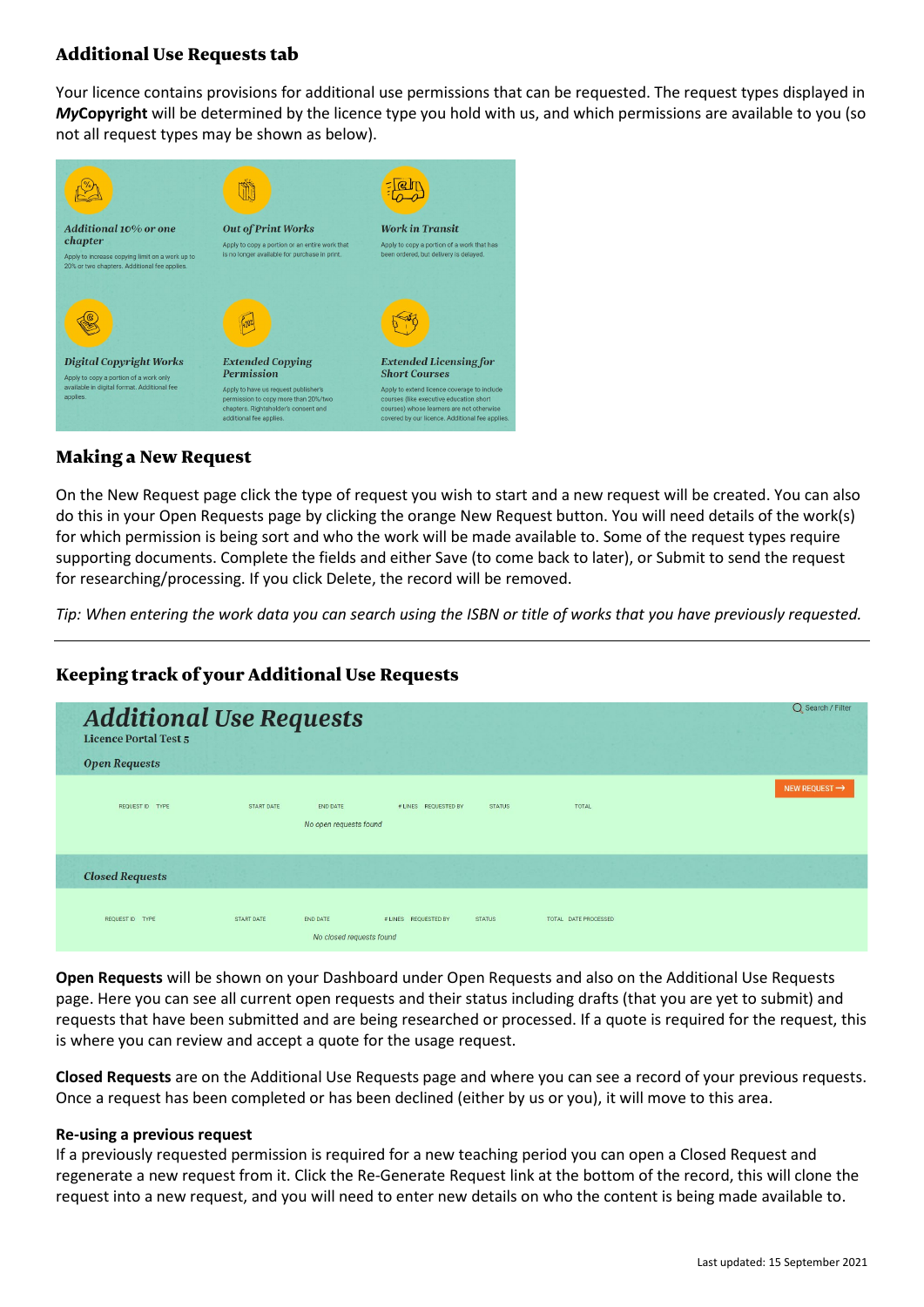### Additional Use Requests tab

Your licence contains provisions for additional use permissions that can be requested. The request types displayed in ***My*Copyright** will be determined by the licence type you hold with us, and which permissions are available to you (so not all request types may be shown as below).

***Additional 10% or one chapter***
Apply to increase copying limit on a work up to 20% or two chapters. Additional fee applies.

***Out of Print Works***
Apply to copy a portion or an entire work that is no longer available for purchase in print.

***Work in Transit***
Apply to copy a portion of a work that has been ordered, but delivery is delayed.

***Digital Copyright Works***
Apply to copy a portion of a work only available in digital format. Additional fee applies.

***Extended Copying Permission***
Apply to have us request publisher's permission to copy more than 20%/two chapters. Rightsholder's consent and additional fee applies.

***Extended Licensing for Short Courses***
Apply to extend licence coverage to include courses (like executive education short courses) whose learners are not otherwise covered by our licence. Additional fee applies.

### Making a New Request

On the New Request page click the type of request you wish to start and a new request will be created. You can also do this in your Open Requests page by clicking the orange New Request button. You will need details of the work(s) for which permission is being sort and who the work will be made available to. Some of the request types require supporting documents. Complete the fields and either Save (to come back to later), or Submit to send the request for researching/processing. If you click Delete, the record will be removed.

*Tip: When entering the work data you can search using the ISBN or title of works that you have previously requested.*

---

### Keeping track of your Additional Use Requests

***Additional Use Requests***
**Licence Portal Test 5**

Search / Filter

***Open Requests***

NEW REQUEST →

| REQUEST ID | TYPE | START DATE | END DATE | # LINES | REQUESTED BY | STATUS | TOTAL |
|---|---|---|---|---|---|---|---|

*No open requests found*

***Closed Requests***

| REQUEST ID | TYPE | START DATE | END DATE | # LINES | REQUESTED BY | STATUS | TOTAL | DATE PROCESSED |
|---|---|---|---|---|---|---|---|---|

*No closed requests found*

**Open Requests** will be shown on your Dashboard under Open Requests and also on the Additional Use Requests page. Here you can see all current open requests and their status including drafts (that you are yet to submit) and requests that have been submitted and are being researched or processed. If a quote is required for the request, this is where you can review and accept a quote for the usage request.

**Closed Requests** are on the Additional Use Requests page and where you can see a record of your previous requests. Once a request has been completed or has been declined (either by us or you), it will move to this area.

**Re-using a previous request**
If a previously requested permission is required for a new teaching period you can open a Closed Request and regenerate a new request from it. Click the Re-Generate Request link at the bottom of the record, this will clone the request into a new request, and you will need to enter new details on who the content is being made available to.

Last updated: 15 September 2021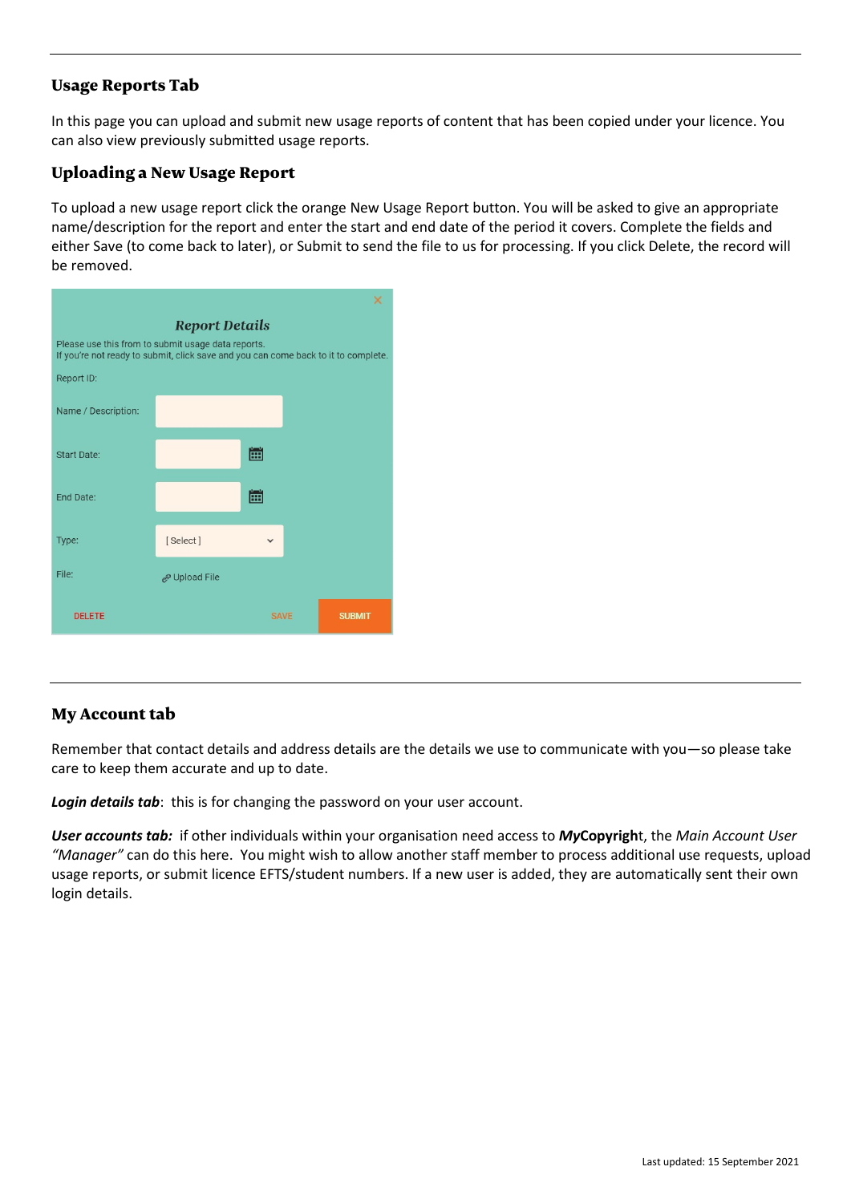## Usage Reports Tab

In this page you can upload and submit new usage reports of content that has been copied under your licence. You can also view previously submitted usage reports.

### Uploading a New Usage Report

To upload a new usage report click the orange New Usage Report button. You will be asked to give an appropriate name/description for the report and enter the start and end date of the period it covers. Complete the fields and either Save (to come back to later), or Submit to send the file to us for processing. If you click Delete, the record will be removed.

*Report Details*

Please use this from to submit usage data reports.
If you're not ready to submit, click save and you can come back to it to complete.

Report ID:

Name / Description:

Start Date:

End Date:

Type: [ Select ]

File: Upload File

DELETE SAVE SUBMIT

## My Account tab

Remember that contact details and address details are the details we use to communicate with you—so please take care to keep them accurate and up to date.

***Login details tab***: this is for changing the password on your user account.

***User accounts tab:*** if other individuals within your organisation need access to ***My*****Copyright**, the *Main Account User "Manager"* can do this here. You might wish to allow another staff member to process additional use requests, upload usage reports, or submit licence EFTS/student numbers. If a new user is added, they are automatically sent their own login details.